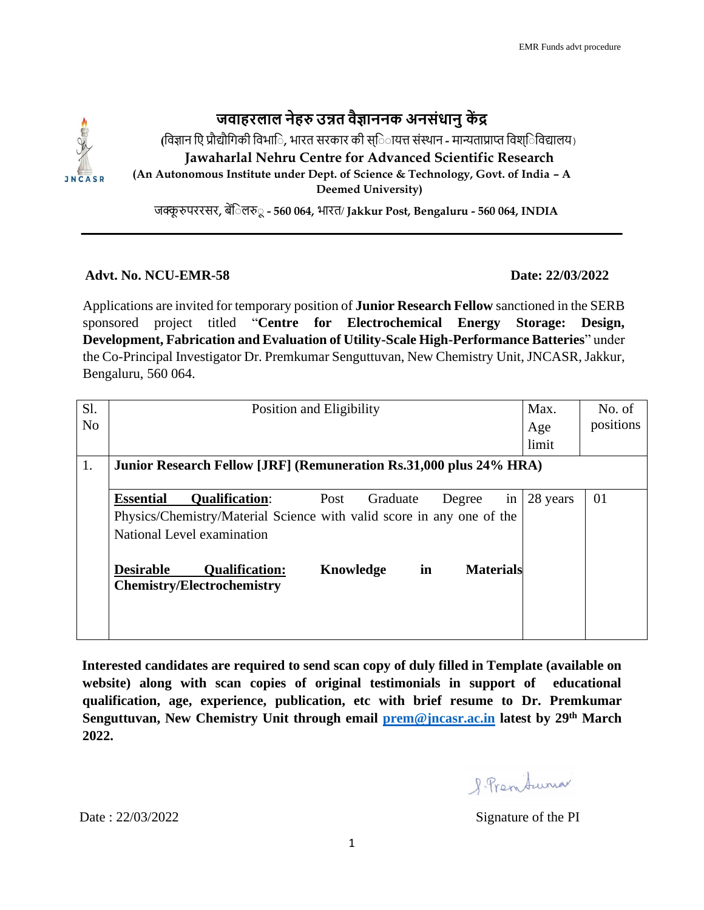EMR Funds advt procedure

# जवाहरलाल नेहरु उन्नत वैज्ञाननक अनसंधानु केंद्र

(विज्ञान एि प्रौद्यौगिकी विभाि, भारत सरकार की स्िायत्त संस्थान - मान्यताप्राप्त विश्िविद्यालय)

**Jawaharlal Nehru Centre for Advanced Scientific Research**

**(An Autonomous Institute under Dept. of Science & Technology, Govt. of India – A Deemed University)**

जक्कूरुपररसर, बेंिलरु - **560 064,** भारत/ **Jakkur Post, Bengaluru - 560 064, INDIA**

---

**Advt. No. NCU-EMR-58** **Date: 22/03/2022**

Applications are invited for temporary position of **Junior Research Fellow** sanctioned in the SERB sponsored project titled "**Centre for Electrochemical Energy Storage: Design, Development, Fabrication and Evaluation of Utility-Scale High-Performance Batteries**" under the Co-Principal Investigator Dr. Premkumar Senguttuvan, New Chemistry Unit, JNCASR, Jakkur, Bengaluru, 560 064.

| Sl. No | Position and Eligibility | Max. Age limit | No. of positions |
|---|---|---|---|
| 1. | **Junior Research Fellow [JRF] (Remuneration Rs.31,000 plus 24% HRA)** | | |
| | **Essential Qualification**: Post Graduate Degree in Physics/Chemistry/Material Science with valid score in any one of the National Level examination<br><br>**Desirable Qualification: Knowledge in Materials Chemistry/Electrochemistry** | 28 years | 01 |

**Interested candidates are required to send scan copy of duly filled in Template (available on website) along with scan copies of original testimonials in support of educational qualification, age, experience, publication, etc with brief resume to Dr. Premkumar Senguttuvan, New Chemistry Unit through email [prem@jncasr.ac.in](mailto:prem@jncasr.ac.in) latest by 29th March 2022.**

Date : 22/03/2022

S. Premkumar

Signature of the PI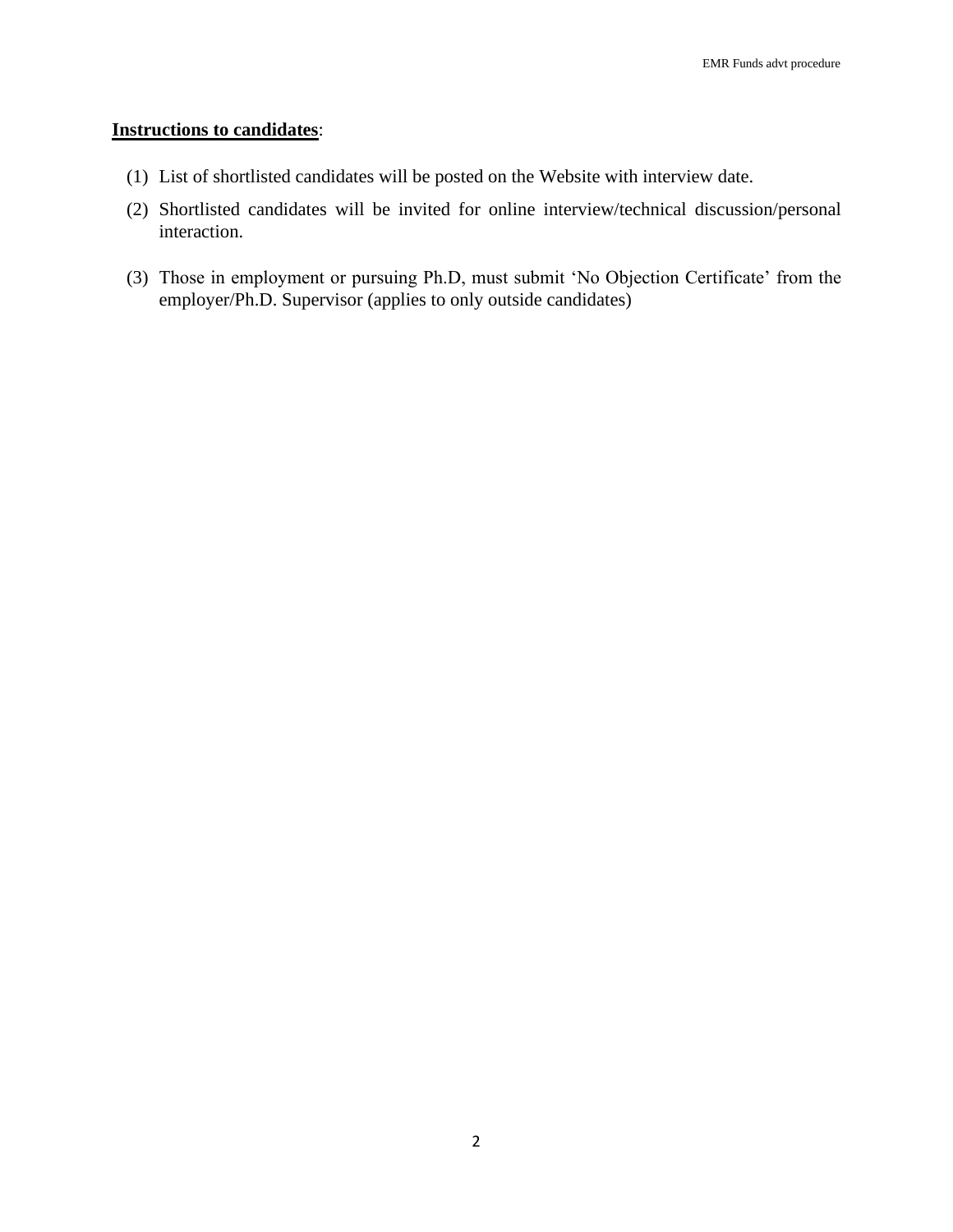**<u>Instructions to candidates</u>**:

(1) List of shortlisted candidates will be posted on the Website with interview date.

(2) Shortlisted candidates will be invited for online interview/technical discussion/personal interaction.

(3) Those in employment or pursuing Ph.D, must submit 'No Objection Certificate' from the employer/Ph.D. Supervisor (applies to only outside candidates)